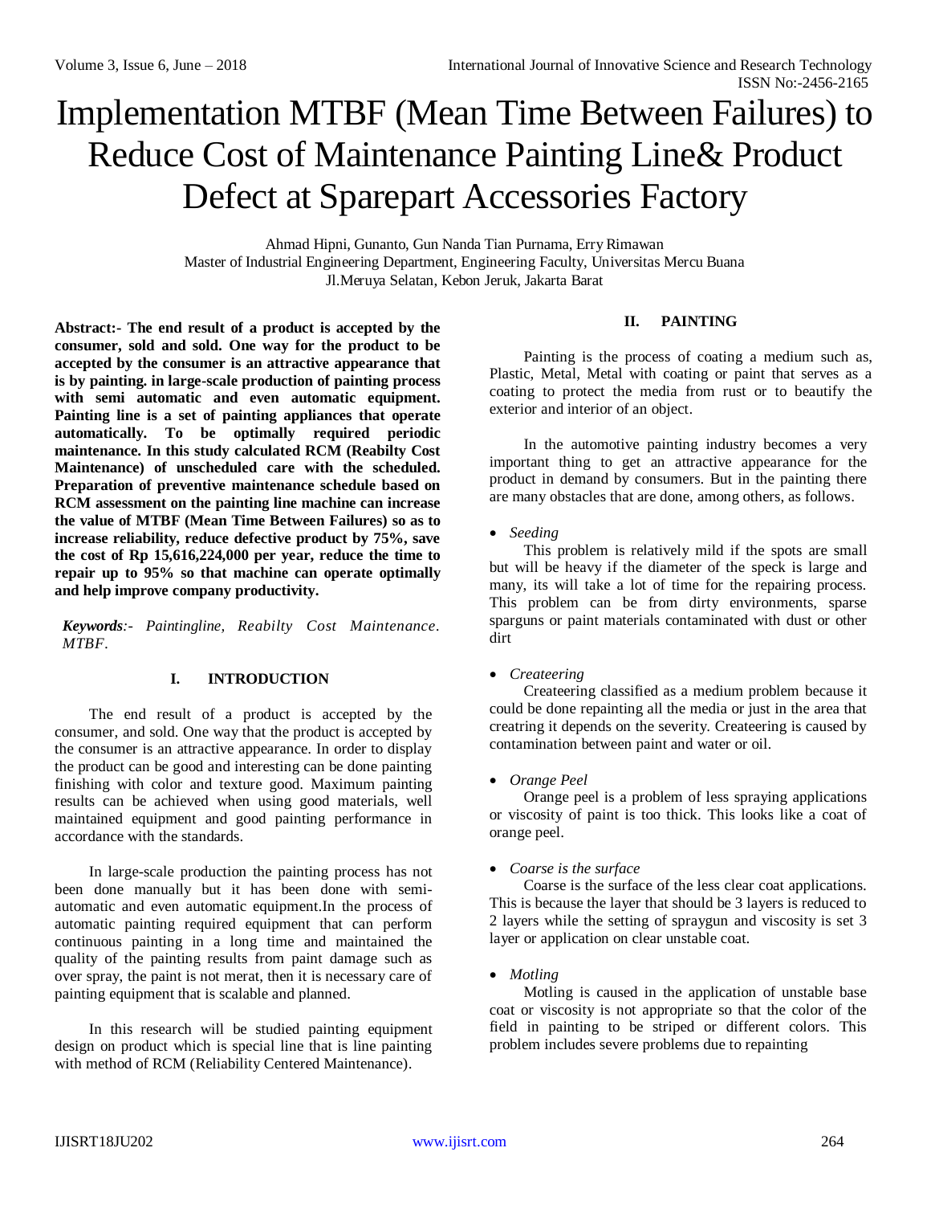# Implementation MTBF (Mean Time Between Failures) to Reduce Cost of Maintenance Painting Line& Product Defect at Sparepart Accessories Factory

Ahmad Hipni, Gunanto, Gun Nanda Tian Purnama, Erry Rimawan
Master of Industrial Engineering Department, Engineering Faculty, Universitas Mercu Buana
Jl.Meruya Selatan, Kebon Jeruk, Jakarta Barat

**Abstract:- The end result of a product is accepted by the consumer, sold and sold. One way for the product to be accepted by the consumer is an attractive appearance that is by painting. in large-scale production of painting process with semi automatic and even automatic equipment. Painting line is a set of painting appliances that operate automatically. To be optimally required periodic maintenance. In this study calculated RCM (Reabilty Cost Maintenance) of unscheduled care with the scheduled. Preparation of preventive maintenance schedule based on RCM assessment on the painting line machine can increase the value of MTBF (Mean Time Between Failures) so as to increase reliability, reduce defective product by 75%, save the cost of Rp 15,616,224,000 per year, reduce the time to repair up to 95% so that machine can operate optimally and help improve company productivity.**

***Keywords**:- Paintingline, Reabilty Cost Maintenance. MTBF.*

## I. INTRODUCTION

The end result of a product is accepted by the consumer, and sold. One way that the product is accepted by the consumer is an attractive appearance. In order to display the product can be good and interesting can be done painting finishing with color and texture good. Maximum painting results can be achieved when using good materials, well maintained equipment and good painting performance in accordance with the standards.

In large-scale production the painting process has not been done manually but it has been done with semi-automatic and even automatic equipment.In the process of automatic painting required equipment that can perform continuous painting in a long time and maintained the quality of the painting results from paint damage such as over spray, the paint is not merat, then it is necessary care of painting equipment that is scalable and planned.

In this research will be studied painting equipment design on product which is special line that is line painting with method of RCM (Reliability Centered Maintenance).

## II. PAINTING

Painting is the process of coating a medium such as, Plastic, Metal, Metal with coating or paint that serves as a coating to protect the media from rust or to beautify the exterior and interior of an object.

In the automotive painting industry becomes a very important thing to get an attractive appearance for the product in demand by consumers. But in the painting there are many obstacles that are done, among others, as follows.

- *Seeding*

  This problem is relatively mild if the spots are small but will be heavy if the diameter of the speck is large and many, its will take a lot of time for the repairing process. This problem can be from dirty environments, sparse sparguns or paint materials contaminated with dust or other dirt

- *Createering*

  Createering classified as a medium problem because it could be done repainting all the media or just in the area that creatring it depends on the severity. Createering is caused by contamination between paint and water or oil.

- *Orange Peel*

  Orange peel is a problem of less spraying applications or viscosity of paint is too thick. This looks like a coat of orange peel.

- *Coarse is the surface*

  Coarse is the surface of the less clear coat applications. This is because the layer that should be 3 layers is reduced to 2 layers while the setting of spraygun and viscosity is set 3 layer or application on clear unstable coat.

- *Motling*

  Motling is caused in the application of unstable base coat or viscosity is not appropriate so that the color of the field in painting to be striped or different colors. This problem includes severe problems due to repainting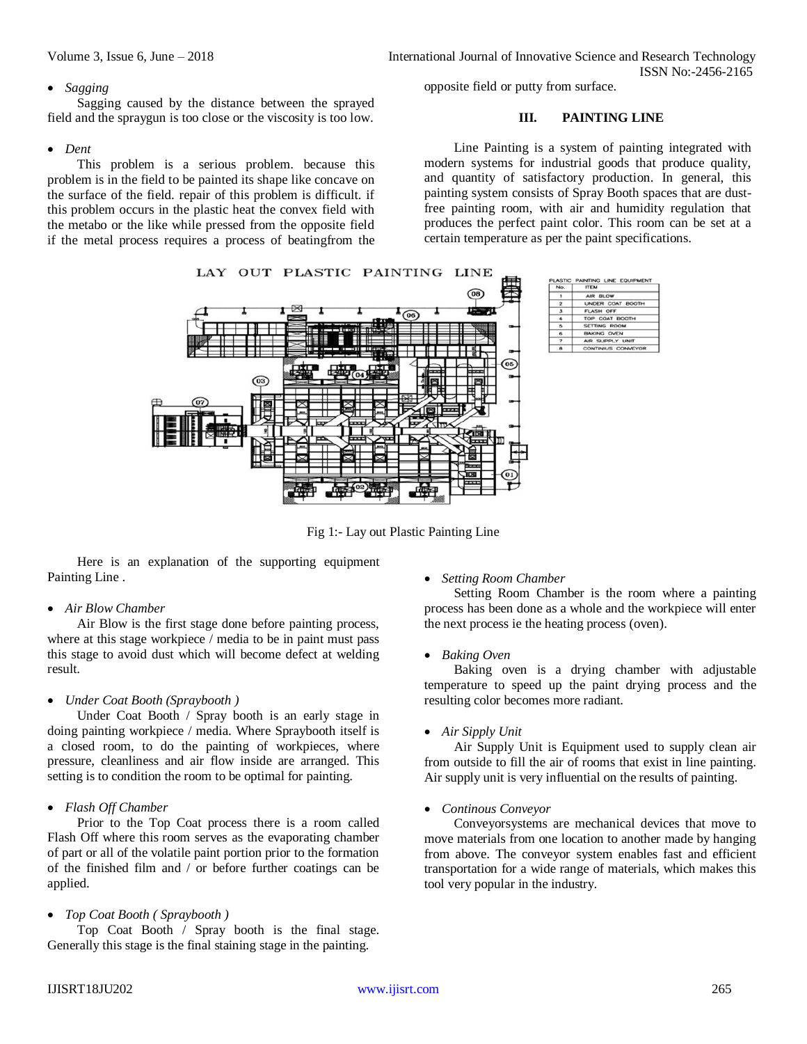- *Sagging*

  Sagging caused by the distance between the sprayed field and the spraygun is too close or the viscosity is too low.

- *Dent*

  This problem is a serious problem. because this problem is in the field to be painted its shape like concave on the surface of the field. repair of this problem is difficult. if this problem occurs in the plastic heat the convex field with the metabo or the like while pressed from the opposite field if the metal process requires a process of beatingfrom the opposite field or putty from surface.

## III. PAINTING LINE

Line Painting is a system of painting integrated with modern systems for industrial goods that produce quality, and quantity of satisfactory production. In general, this painting system consists of Spray Booth spaces that are dust-free painting room, with air and humidity regulation that produces the perfect paint color. This room can be set at a certain temperature as per the paint specifications.

LAY OUT PLASTIC PAINTING LINE

PLASTIC PAINTING LINE EQUIPMENT

| No. | ITEM |
|---|---|
| 1 | AIR BLOW |
| 2 | UNDER COAT BOOTH |
| 3 | FLASH OFF |
| 4 | TOP COAT BOOTH |
| 5 | SETTING ROOM |
| 6 | BAKING OVEN |
| 7 | AIR SUPPLY UNIT |
| 8 | CONTINIUS CONVEYOR |

Fig 1:- Lay out Plastic Painting Line

Here is an explanation of the supporting equipment Painting Line .

- *Air Blow Chamber*

  Air Blow is the first stage done before painting process, where at this stage workpiece / media to be in paint must pass this stage to avoid dust which will become defect at welding result.

- *Under Coat Booth (Spraybooth )*

  Under Coat Booth / Spray booth is an early stage in doing painting workpiece / media. Where Spraybooth itself is a closed room, to do the painting of workpieces, where pressure, cleanliness and air flow inside are arranged. This setting is to condition the room to be optimal for painting.

- *Flash Off Chamber*

  Prior to the Top Coat process there is a room called Flash Off where this room serves as the evaporating chamber of part or all of the volatile paint portion prior to the formation of the finished film and / or before further coatings can be applied.

- *Top Coat Booth ( Spraybooth )*

  Top Coat Booth / Spray booth is the final stage. Generally this stage is the final staining stage in the painting.

- *Setting Room Chamber*

  Setting Room Chamber is the room where a painting process has been done as a whole and the workpiece will enter the next process ie the heating process (oven).

- *Baking Oven*

  Baking oven is a drying chamber with adjustable temperature to speed up the paint drying process and the resulting color becomes more radiant.

- *Air Sipply Unit*

  Air Supply Unit is Equipment used to supply clean air from outside to fill the air of rooms that exist in line painting. Air supply unit is very influential on the results of painting.

- *Continous Conveyor*

  Conveyorsystems are mechanical devices that move to move materials from one location to another made by hanging from above. The conveyor system enables fast and efficient transportation for a wide range of materials, which makes this tool very popular in the industry.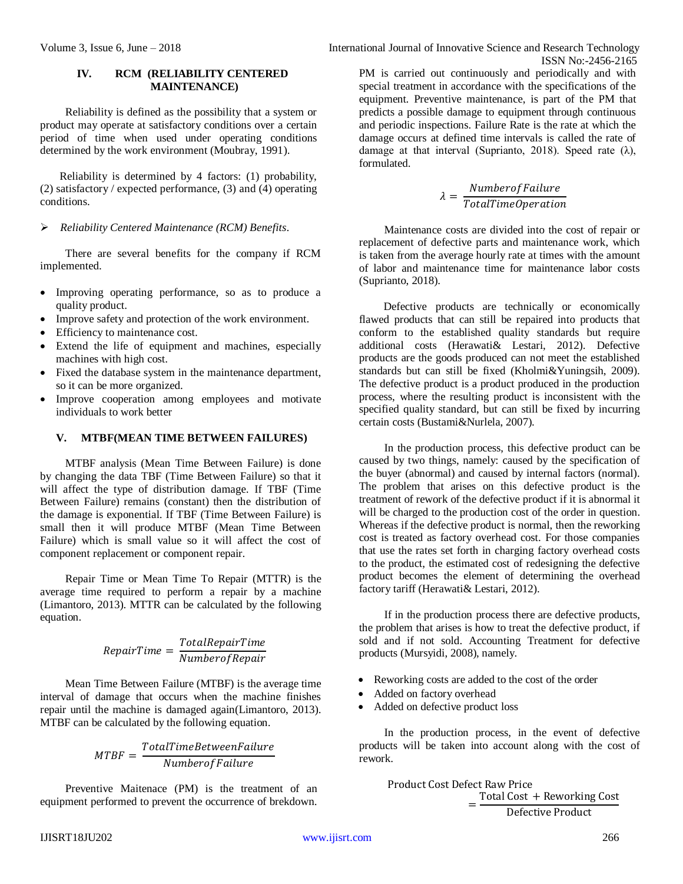## IV. RCM (RELIABILITY CENTERED MAINTENANCE)

Reliability is defined as the possibility that a system or product may operate at satisfactory conditions over a certain period of time when used under operating conditions determined by the work environment (Moubray, 1991).

Reliability is determined by 4 factors: (1) probability, (2) satisfactory / expected performance, (3) and (4) operating conditions.

- *Reliability Centered Maintenance (RCM) Benefits.*

There are several benefits for the company if RCM implemented.

- Improving operating performance, so as to produce a quality product.
- Improve safety and protection of the work environment.
- Efficiency to maintenance cost.
- Extend the life of equipment and machines, especially machines with high cost.
- Fixed the database system in the maintenance department, so it can be more organized.
- Improve cooperation among employees and motivate individuals to work better

## V. MTBF(MEAN TIME BETWEEN FAILURES)

MTBF analysis (Mean Time Between Failure) is done by changing the data TBF (Time Between Failure) so that it will affect the type of distribution damage. If TBF (Time Between Failure) remains (constant) then the distribution of the damage is exponential. If TBF (Time Between Failure) is small then it will produce MTBF (Mean Time Between Failure) which is small value so it will affect the cost of component replacement or component repair.

Repair Time or Mean Time To Repair (MTTR) is the average time required to perform a repair by a machine (Limantoro, 2013). MTTR can be calculated by the following equation.

$$RepairTime = \frac{TotalRepairTime}{NumberofRepair}$$

Mean Time Between Failure (MTBF) is the average time interval of damage that occurs when the machine finishes repair until the machine is damaged again(Limantoro, 2013). MTBF can be calculated by the following equation.

$$MTBF = \frac{TotalTimeBetweenFailure}{NumberofFailure}$$

Preventive Maitenace (PM) is the treatment of an equipment performed to prevent the occurrence of brekdown. PM is carried out continuously and periodically and with special treatment in accordance with the specifications of the equipment. Preventive maintenance, is part of the PM that predicts a possible damage to equipment through continuous and periodic inspections. Failure Rate is the rate at which the damage occurs at defined time intervals is called the rate of damage at that interval (Suprianto, 2018). Speed rate (λ), formulated.

$$\lambda = \frac{NumberofFailure}{TotalTimeOperation}$$

Maintenance costs are divided into the cost of repair or replacement of defective parts and maintenance work, which is taken from the average hourly rate at times with the amount of labor and maintenance time for maintenance labor costs (Suprianto, 2018).

Defective products are technically or economically flawed products that can still be repaired into products that conform to the established quality standards but require additional costs (Herawati& Lestari, 2012). Defective products are the goods produced can not meet the established standards but can still be fixed (Kholmi&Yuningsih, 2009). The defective product is a product produced in the production process, where the resulting product is inconsistent with the specified quality standard, but can still be fixed by incurring certain costs (Bustami&Nurlela, 2007).

In the production process, this defective product can be caused by two things, namely: caused by the specification of the buyer (abnormal) and caused by internal factors (normal). The problem that arises on this defective product is the treatment of rework of the defective product if it is abnormal it will be charged to the production cost of the order in question. Whereas if the defective product is normal, then the reworking cost is treated as factory overhead cost. For those companies that use the rates set forth in charging factory overhead costs to the product, the estimated cost of redesigning the defective product becomes the element of determining the overhead factory tariff (Herawati& Lestari, 2012).

If in the production process there are defective products, the problem that arises is how to treat the defective product, if sold and if not sold. Accounting Treatment for defective products (Mursyidi, 2008), namely.

- Reworking costs are added to the cost of the order
- Added on factory overhead
- Added on defective product loss

In the production process, in the event of defective products will be taken into account along with the cost of rework.

$$\text{Product Cost Defect Raw Price} = \frac{\text{Total Cost + Reworking Cost}}{\text{Defective Product}}$$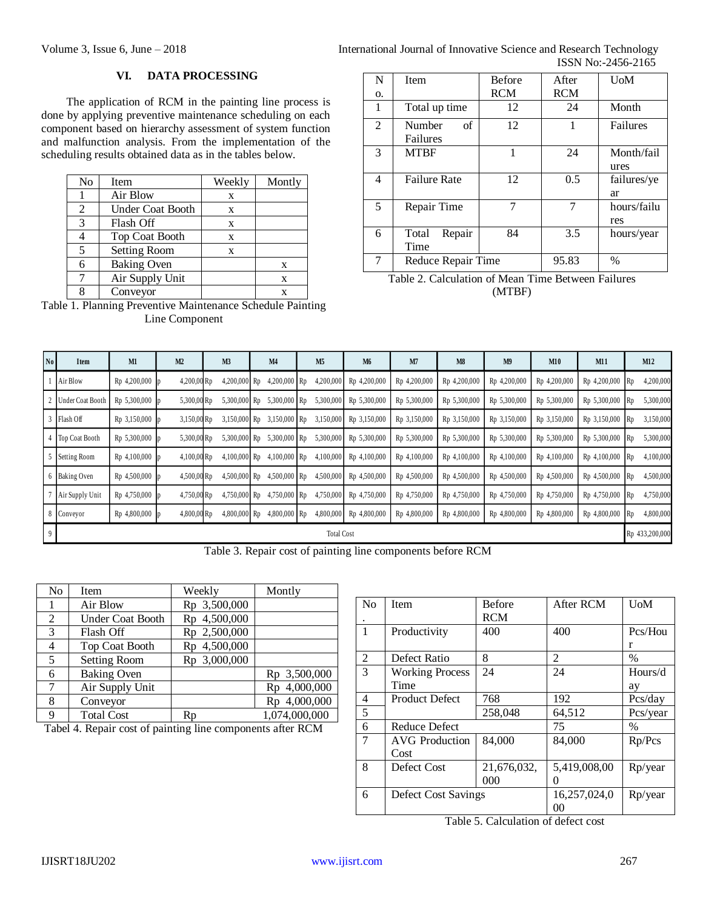## VI. DATA PROCESSING

The application of RCM in the painting line process is done by applying preventive maintenance scheduling on each component based on hierarchy assessment of system function and malfunction analysis. From the implementation of the scheduling results obtained data as in the tables below.

| No | Item | Weekly | Montly |
|---|---|---|---|
| 1 | Air Blow | x | |
| 2 | Under Coat Booth | x | |
| 3 | Flash Off | x | |
| 4 | Top Coat Booth | x | |
| 5 | Setting Room | x | |
| 6 | Baking Oven | | x |
| 7 | Air Supply Unit | | x |
| 8 | Conveyor | | x |

Table 1. Planning Preventive Maintenance Schedule Painting Line Component

| No. | Item | Before RCM | After RCM | UoM |
|---|---|---|---|---|
| 1 | Total up time | 12 | 24 | Month |
| 2 | Number of Failures | 12 | 1 | Failures |
| 3 | MTBF | 1 | 24 | Month/failures |
| 4 | Failure Rate | 12 | 0.5 | failures/year |
| 5 | Repair Time | 7 | 7 | hours/failures |
| 6 | Total Repair Time | 84 | 3.5 | hours/year |
| 7 | Reduce Repair Time | | 95.83 | % |

Table 2. Calculation of Mean Time Between Failures (MTBF)

| No | Item | M1 | M2 | M3 | M4 | M5 | M6 | M7 | M8 | M9 | M10 | M11 | M12 |
|---|---|---|---|---|---|---|---|---|---|---|---|---|---|
| 1 | Air Blow | Rp 4,200,000 | Rp 4,200,000 | Rp 4,200,000 | Rp 4,200,000 | Rp 4,200,000 | Rp 4,200,000 | Rp 4,200,000 | Rp 4,200,000 | Rp 4,200,000 | Rp 4,200,000 | Rp 4,200,000 | Rp 4,200,000 |
| 2 | Under Coat Booth | Rp 5,300,000 | Rp 5,300,000 | Rp 5,300,000 | Rp 5,300,000 | Rp 5,300,000 | Rp 5,300,000 | Rp 5,300,000 | Rp 5,300,000 | Rp 5,300,000 | Rp 5,300,000 | Rp 5,300,000 | Rp 5,300,000 |
| 3 | Flash Off | Rp 3,150,000 | Rp 3,150,000 | Rp 3,150,000 | Rp 3,150,000 | Rp 3,150,000 | Rp 3,150,000 | Rp 3,150,000 | Rp 3,150,000 | Rp 3,150,000 | Rp 3,150,000 | Rp 3,150,000 | Rp 3,150,000 |
| 4 | Top Coat Booth | Rp 5,300,000 | Rp 5,300,000 | Rp 5,300,000 | Rp 5,300,000 | Rp 5,300,000 | Rp 5,300,000 | Rp 5,300,000 | Rp 5,300,000 | Rp 5,300,000 | Rp 5,300,000 | Rp 5,300,000 | Rp 5,300,000 |
| 5 | Setting Room | Rp 4,100,000 | Rp 4,100,000 | Rp 4,100,000 | Rp 4,100,000 | Rp 4,100,000 | Rp 4,100,000 | Rp 4,100,000 | Rp 4,100,000 | Rp 4,100,000 | Rp 4,100,000 | Rp 4,100,000 | Rp 4,100,000 |
| 6 | Baking Oven | Rp 4,500,000 | Rp 4,500,000 | Rp 4,500,000 | Rp 4,500,000 | Rp 4,500,000 | Rp 4,500,000 | Rp 4,500,000 | Rp 4,500,000 | Rp 4,500,000 | Rp 4,500,000 | Rp 4,500,000 | Rp 4,500,000 |
| 7 | Air Supply Unit | Rp 4,750,000 | Rp 4,750,000 | Rp 4,750,000 | Rp 4,750,000 | Rp 4,750,000 | Rp 4,750,000 | Rp 4,750,000 | Rp 4,750,000 | Rp 4,750,000 | Rp 4,750,000 | Rp 4,750,000 | Rp 4,750,000 |
| 8 | Conveyor | Rp 4,800,000 | Rp 4,800,000 | Rp 4,800,000 | Rp 4,800,000 | Rp 4,800,000 | Rp 4,800,000 | Rp 4,800,000 | Rp 4,800,000 | Rp 4,800,000 | Rp 4,800,000 | Rp 4,800,000 | Rp 4,800,000 |
| 9 | Total Cost | | | | | | | | | | | | Rp 433,200,000 |

Table 3. Repair cost of painting line components before RCM

| No | Item | Weekly | Montly |
|---|---|---|---|
| 1 | Air Blow | Rp 3,500,000 | |
| 2 | Under Coat Booth | Rp 4,500,000 | |
| 3 | Flash Off | Rp 2,500,000 | |
| 4 | Top Coat Booth | Rp 4,500,000 | |
| 5 | Setting Room | Rp 3,000,000 | |
| 6 | Baking Oven | | Rp 3,500,000 |
| 7 | Air Supply Unit | | Rp 4,000,000 |
| 8 | Conveyor | | Rp 4,000,000 |
| 9 | Total Cost | Rp | 1,074,000,000 |

Tabel 4. Repair cost of painting line components after RCM

| No. | Item | Before RCM | After RCM | UoM |
|---|---|---|---|---|
| 1 | Productivity | 400 | 400 | Pcs/Hour |
| 2 | Defect Ratio | 8 | 2 | % |
| 3 | Working Process Time | 24 | 24 | Hours/day |
| 4 | Product Defect | 768 | 192 | Pcs/day |
| 5 | | 258,048 | 64,512 | Pcs/year |
| 6 | Reduce Defect | | 75 | % |
| 7 | AVG Production Cost | 84,000 | 84,000 | Rp/Pcs |
| 8 | Defect Cost | 21,676,032,000 | 5,419,008,000 | Rp/year |
| 6 | Defect Cost Savings | | 16,257,024,000 | Rp/year |

Table 5. Calculation of defect cost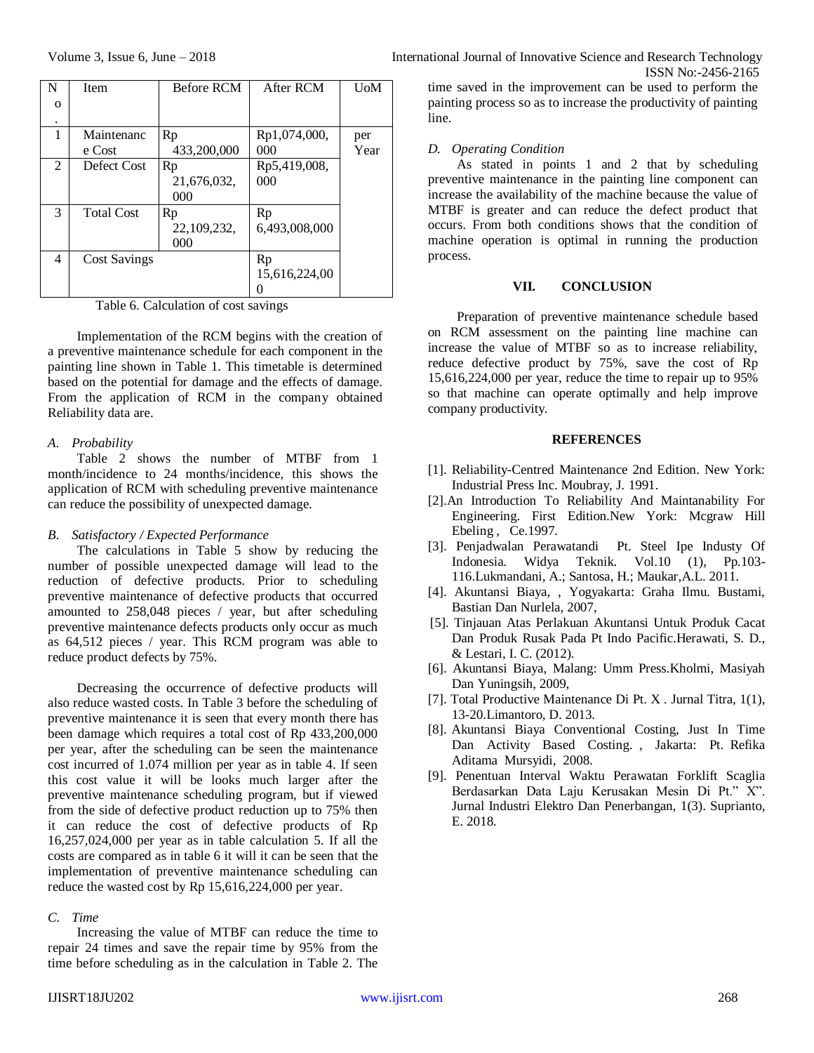| No. | Item | Before RCM | After RCM | UoM |
|---|---|---|---|---|
| 1 | Maintenance Cost | Rp 433,200,000 | Rp1,074,000,000 | per Year |
| 2 | Defect Cost | Rp 21,676,032,000 | Rp5,419,008,000 | |
| 3 | Total Cost | Rp 22,109,232,000 | Rp 6,493,008,000 | |
| 4 | Cost Savings | | Rp 15,616,224,000 | |

Table 6. Calculation of cost savings

Implementation of the RCM begins with the creation of a preventive maintenance schedule for each component in the painting line shown in Table 1. This timetable is determined based on the potential for damage and the effects of damage. From the application of RCM in the company obtained Reliability data are.

### *A. Probability*

Table 2 shows the number of MTBF from 1 month/incidence to 24 months/incidence, this shows the application of RCM with scheduling preventive maintenance can reduce the possibility of unexpected damage.

### *B. Satisfactory / Expected Performance*

The calculations in Table 5 show by reducing the number of possible unexpected damage will lead to the reduction of defective products. Prior to scheduling preventive maintenance of defective products that occurred amounted to 258,048 pieces / year, but after scheduling preventive maintenance defects products only occur as much as 64,512 pieces / year. This RCM program was able to reduce product defects by 75%.

Decreasing the occurrence of defective products will also reduce wasted costs. In Table 3 before the scheduling of preventive maintenance it is seen that every month there has been damage which requires a total cost of Rp 433,200,000 per year, after the scheduling can be seen the maintenance cost incurred of 1.074 million per year as in table 4. If seen this cost value it will be looks much larger after the preventive maintenance scheduling program, but if viewed from the side of defective product reduction up to 75% then it can reduce the cost of defective products of Rp 16,257,024,000 per year as in table calculation 5. If all the costs are compared as in table 6 it will it can be seen that the implementation of preventive maintenance scheduling can reduce the wasted cost by Rp 15,616,224,000 per year.

### *C. Time*

Increasing the value of MTBF can reduce the time to repair 24 times and save the repair time by 95% from the time before scheduling as in the calculation in Table 2. The time saved in the improvement can be used to perform the painting process so as to increase the productivity of painting line.

### *D. Operating Condition*

As stated in points 1 and 2 that by scheduling preventive maintenance in the painting line component can increase the availability of the machine because the value of MTBF is greater and can reduce the defect product that occurs. From both conditions shows that the condition of machine operation is optimal in running the production process.

## VII. CONCLUSION

Preparation of preventive maintenance schedule based on RCM assessment on the painting line machine can increase the value of MTBF so as to increase reliability, reduce defective product by 75%, save the cost of Rp 15,616,224,000 per year, reduce the time to repair up to 95% so that machine can operate optimally and help improve company productivity.

## REFERENCES

[1]. Reliability-Centred Maintenance 2nd Edition. New York: Industrial Press Inc. Moubray, J. 1991.

[2].An Introduction To Reliability And Maintanability For Engineering. First Edition.New York: Mcgraw Hill Ebeling , Ce.1997.

[3]. Penjadwalan Perawatandi Pt. Steel Ipe Industy Of Indonesia. Widya Teknik. Vol.10 (1), Pp.103-116.Lukmandani, A.; Santosa, H.; Maukar,A.L. 2011.

[4]. Akuntansi Biaya, , Yogyakarta: Graha Ilmu. Bustami, Bastian Dan Nurlela, 2007,

[5]. Tinjauan Atas Perlakuan Akuntansi Untuk Produk Cacat Dan Produk Rusak Pada Pt Indo Pacific.Herawati, S. D., & Lestari, I. C. (2012).

[6]. Akuntansi Biaya, Malang: Umm Press.Kholmi, Masiyah Dan Yuningsih, 2009,

[7]. Total Productive Maintenance Di Pt. X . Jurnal Titra, 1(1), 13-20.Limantoro, D. 2013.

[8]. Akuntansi Biaya Conventional Costing, Just In Time Dan Activity Based Costing. , Jakarta: Pt. Refika Aditama Mursyidi, 2008.

[9]. Penentuan Interval Waktu Perawatan Forklift Scaglia Berdasarkan Data Laju Kerusakan Mesin Di Pt." X". Jurnal Industri Elektro Dan Penerbangan, 1(3). Suprianto, E. 2018.